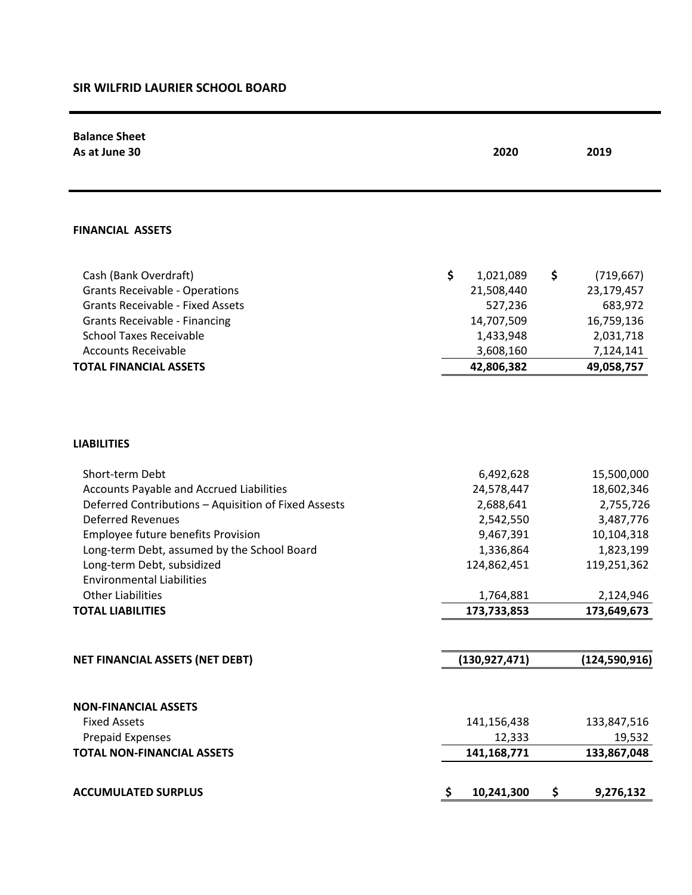# SIR WILFRID LAURIER SCHOOL BOARD

## Balance Sheet
**As at June 30**

| | 2020 | 2019 |
|---|---|---|
| **FINANCIAL ASSETS** | | |
| Cash (Bank Overdraft) | $ 1,021,089 | $ (719,667) |
| Grants Receivable - Operations | 21,508,440 | 23,179,457 |
| Grants Receivable - Fixed Assets | 527,236 | 683,972 |
| Grants Receivable - Financing | 14,707,509 | 16,759,136 |
| School Taxes Receivable | 1,433,948 | 2,031,718 |
| Accounts Receivable | 3,608,160 | 7,124,141 |
| **TOTAL FINANCIAL ASSETS** | **42,806,382** | **49,058,757** |
| **LIABILITIES** | | |
| Short-term Debt | 6,492,628 | 15,500,000 |
| Accounts Payable and Accrued Liabilities | 24,578,447 | 18,602,346 |
| Deferred Contributions – Aquisition of Fixed Assests | 2,688,641 | 2,755,726 |
| Deferred Revenues | 2,542,550 | 3,487,776 |
| Employee future benefits Provision | 9,467,391 | 10,104,318 |
| Long-term Debt, assumed by the School Board | 1,336,864 | 1,823,199 |
| Long-term Debt, subsidized | 124,862,451 | 119,251,362 |
| Environmental Liabilities | | |
| Other Liabilities | 1,764,881 | 2,124,946 |
| **TOTAL LIABILITIES** | **173,733,853** | **173,649,673** |
| **NET FINANCIAL ASSETS (NET DEBT)** | **(130,927,471)** | **(124,590,916)** |
| **NON-FINANCIAL ASSETS** | | |
| Fixed Assets | 141,156,438 | 133,847,516 |
| Prepaid Expenses | 12,333 | 19,532 |
| **TOTAL NON-FINANCIAL ASSETS** | **141,168,771** | **133,867,048** |
| **ACCUMULATED SURPLUS** | **$ 10,241,300** | **$ 9,276,132** |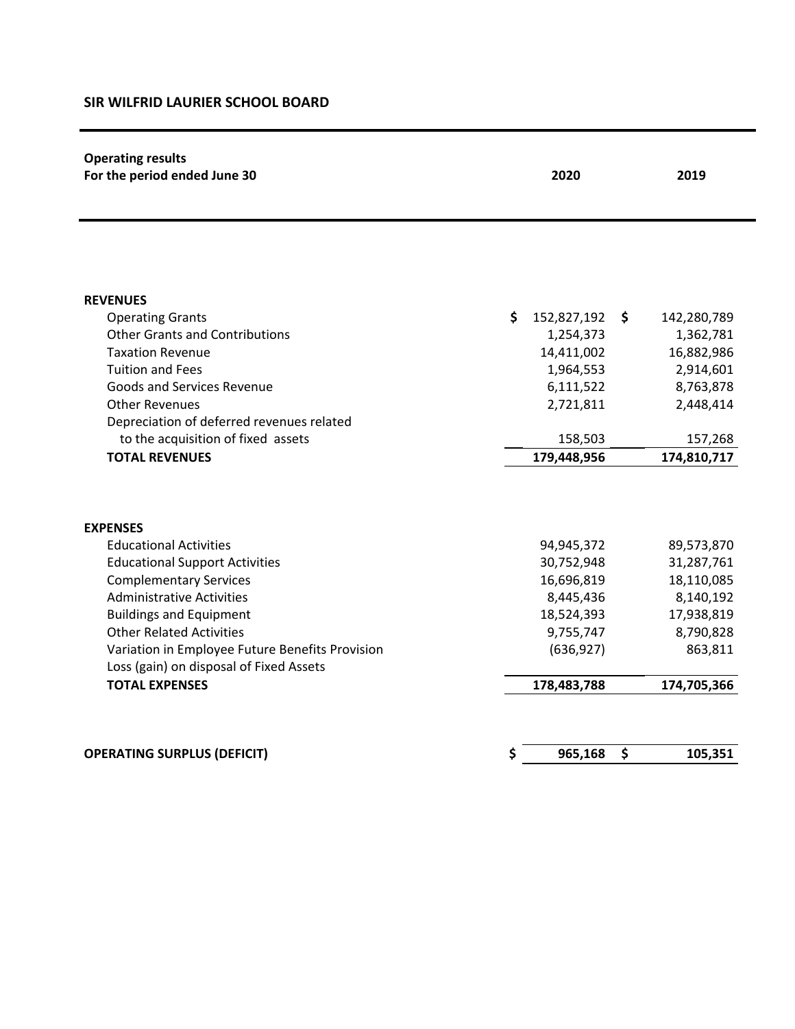## SIR WILFRID LAURIER SCHOOL BOARD

| Operating results<br>For the period ended June 30 | 2020 | 2019 |
|---|---|---|
| **REVENUES** | | |
| Operating Grants | $ 152,827,192 | $ 142,280,789 |
| Other Grants and Contributions | 1,254,373 | 1,362,781 |
| Taxation Revenue | 14,411,002 | 16,882,986 |
| Tuition and Fees | 1,964,553 | 2,914,601 |
| Goods and Services Revenue | 6,111,522 | 8,763,878 |
| Other Revenues | 2,721,811 | 2,448,414 |
| Depreciation of deferred revenues related to the acquisition of fixed assets | 158,503 | 157,268 |
| **TOTAL REVENUES** | **179,448,956** | **174,810,717** |
| **EXPENSES** | | |
| Educational Activities | 94,945,372 | 89,573,870 |
| Educational Support Activities | 30,752,948 | 31,287,761 |
| Complementary Services | 16,696,819 | 18,110,085 |
| Administrative Activities | 8,445,436 | 8,140,192 |
| Buildings and Equipment | 18,524,393 | 17,938,819 |
| Other Related Activities | 9,755,747 | 8,790,828 |
| Variation in Employee Future Benefits Provision | (636,927) | 863,811 |
| Loss (gain) on disposal of Fixed Assets | | |
| **TOTAL EXPENSES** | **178,483,788** | **174,705,366** |
| **OPERATING SURPLUS (DEFICIT)** | **$ 965,168** | **$ 105,351** |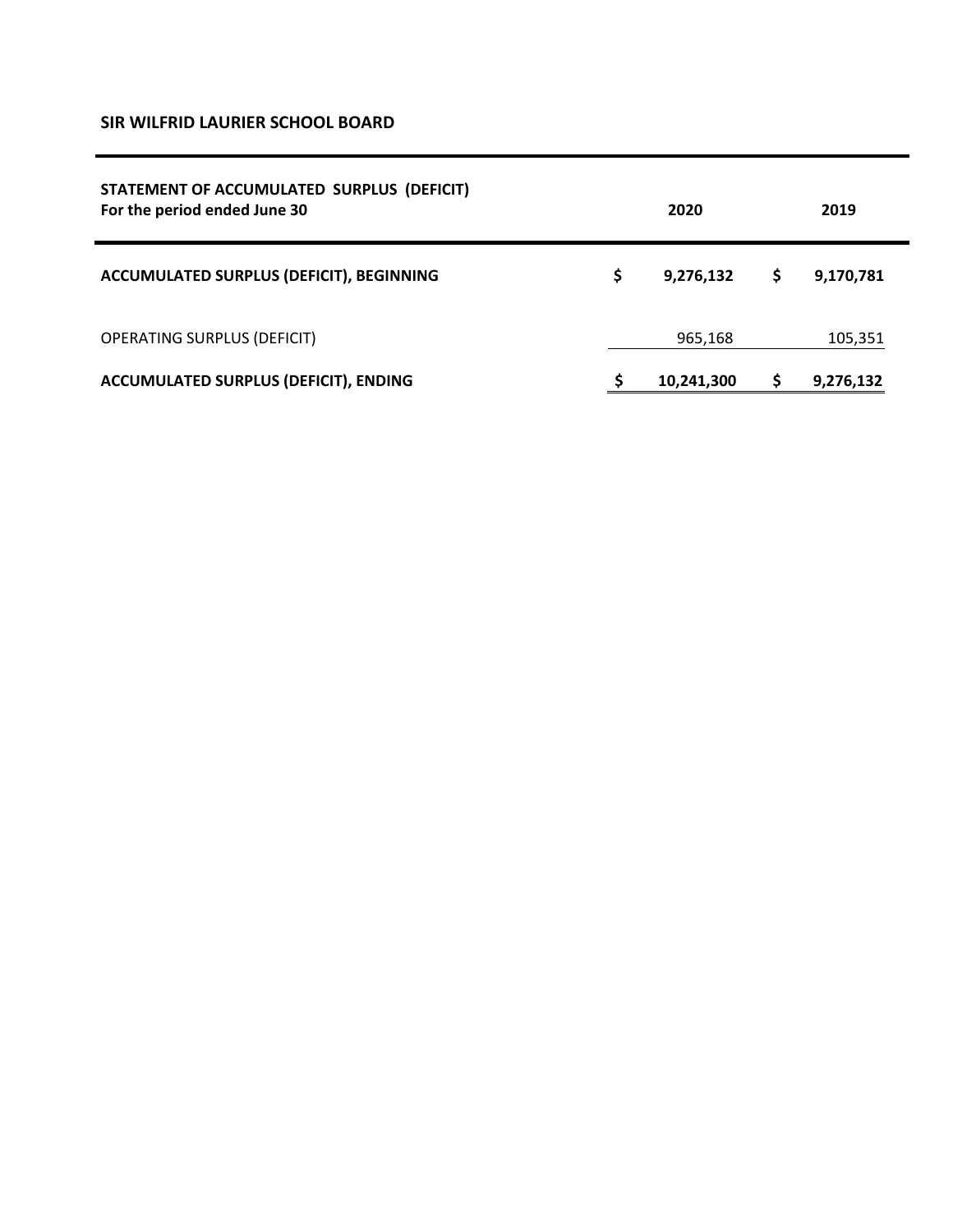**SIR WILFRID LAURIER SCHOOL BOARD**

| STATEMENT OF ACCUMULATED SURPLUS (DEFICIT)<br>For the period ended June 30 | 2020 | 2019 |
|---|---|---|
| **ACCUMULATED SURPLUS (DEFICIT), BEGINNING** | **$ 9,276,132** | **$ 9,170,781** |
| OPERATING SURPLUS (DEFICIT) | 965,168 | 105,351 |
| **ACCUMULATED SURPLUS (DEFICIT), ENDING** | **$ 10,241,300** | **$ 9,276,132** |